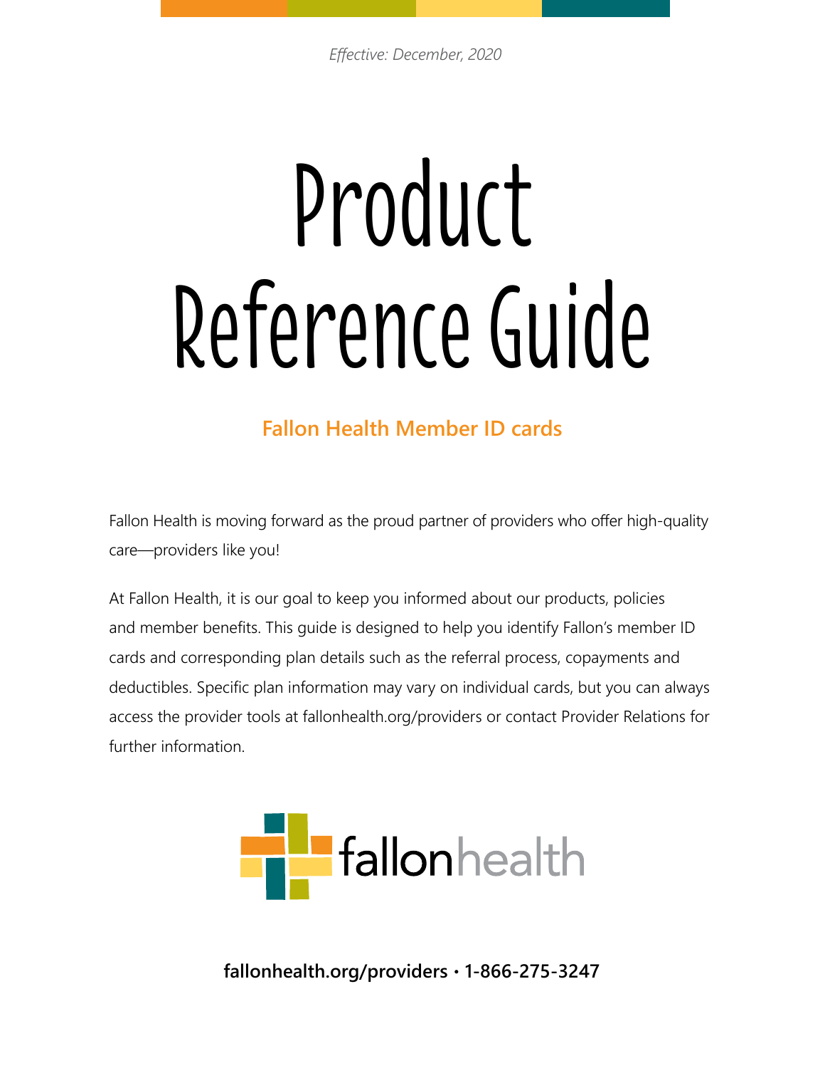*Effective: December, 2020*

# Product Reference Guide

## Fallon Health Member ID cards

Fallon Health is moving forward as the proud partner of providers who offer high-quality care—providers like you!

At Fallon Health, it is our goal to keep you informed about our products, policies and member benefits. This guide is designed to help you identify Fallon's member ID cards and corresponding plan details such as the referral process, copayments and deductibles. Specific plan information may vary on individual cards, but you can always access the provider tools at fallonhealth.org/providers or contact Provider Relations for further information.

fallonhealth

**fallonhealth.org/providers • 1-866-275-3247**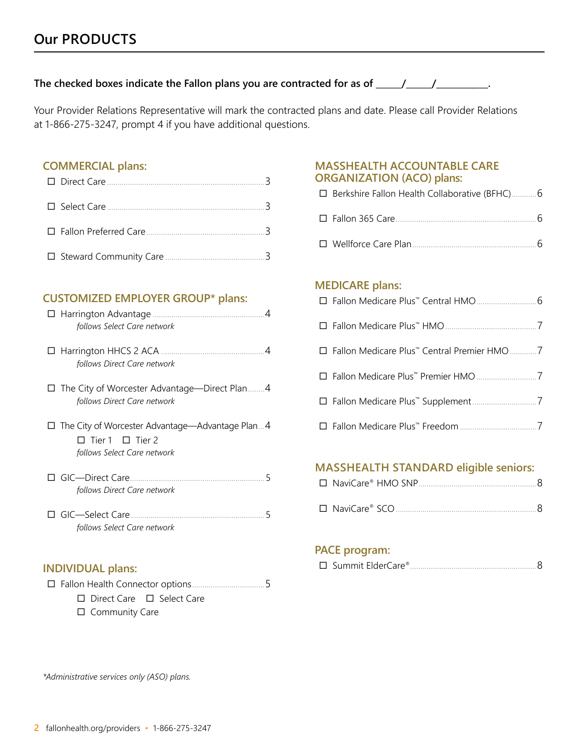# Our PRODUCTS

**The checked boxes indicate the Fallon plans you are contracted for as of ______/______/___________.**

Your Provider Relations Representative will mark the contracted plans and date. Please call Provider Relations at 1-866-275-3247, prompt 4 if you have additional questions.

## COMMERCIAL plans:

- ☐ Direct Care .......... 3
- ☐ Select Care .......... 3
- ☐ Fallon Preferred Care .......... 3
- ☐ Steward Community Care .......... 3

## CUSTOMIZED EMPLOYER GROUP* plans:

- ☐ Harrington Advantage .......... 4
  *follows Select Care network*
- ☐ Harrington HHCS 2 ACA .......... 4
  *follows Direct Care network*
- ☐ The City of Worcester Advantage—Direct Plan .......... 4
  *follows Direct Care network*
- ☐ The City of Worcester Advantage—Advantage Plan .......... 4
  ☐ Tier 1 ☐ Tier 2
  *follows Select Care network*
- ☐ GIC—Direct Care .......... 5
  *follows Direct Care network*
- ☐ GIC—Select Care .......... 5
  *follows Select Care network*

## INDIVIDUAL plans:

- ☐ Fallon Health Connector options .......... 5
  ☐ Direct Care ☐ Select Care
  ☐ Community Care

*\*Administrative services only (ASO) plans.*

## MASSHEALTH ACCOUNTABLE CARE ORGANIZATION (ACO) plans:

- ☐ Berkshire Fallon Health Collaborative (BFHC) .......... 6
- ☐ Fallon 365 Care .......... 6
- ☐ Wellforce Care Plan .......... 6

## MEDICARE plans:

- ☐ Fallon Medicare Plus™ Central HMO .......... 6
- ☐ Fallon Medicare Plus™ HMO .......... 7
- ☐ Fallon Medicare Plus™ Central Premier HMO .......... 7
- ☐ Fallon Medicare Plus™ Premier HMO .......... 7
- ☐ Fallon Medicare Plus™ Supplement .......... 7
- ☐ Fallon Medicare Plus™ Freedom .......... 7

## MASSHEALTH STANDARD eligible seniors:

- ☐ NaviCare® HMO SNP .......... 8
- ☐ NaviCare® SCO .......... 8

## PACE program:

- ☐ Summit ElderCare® .......... 8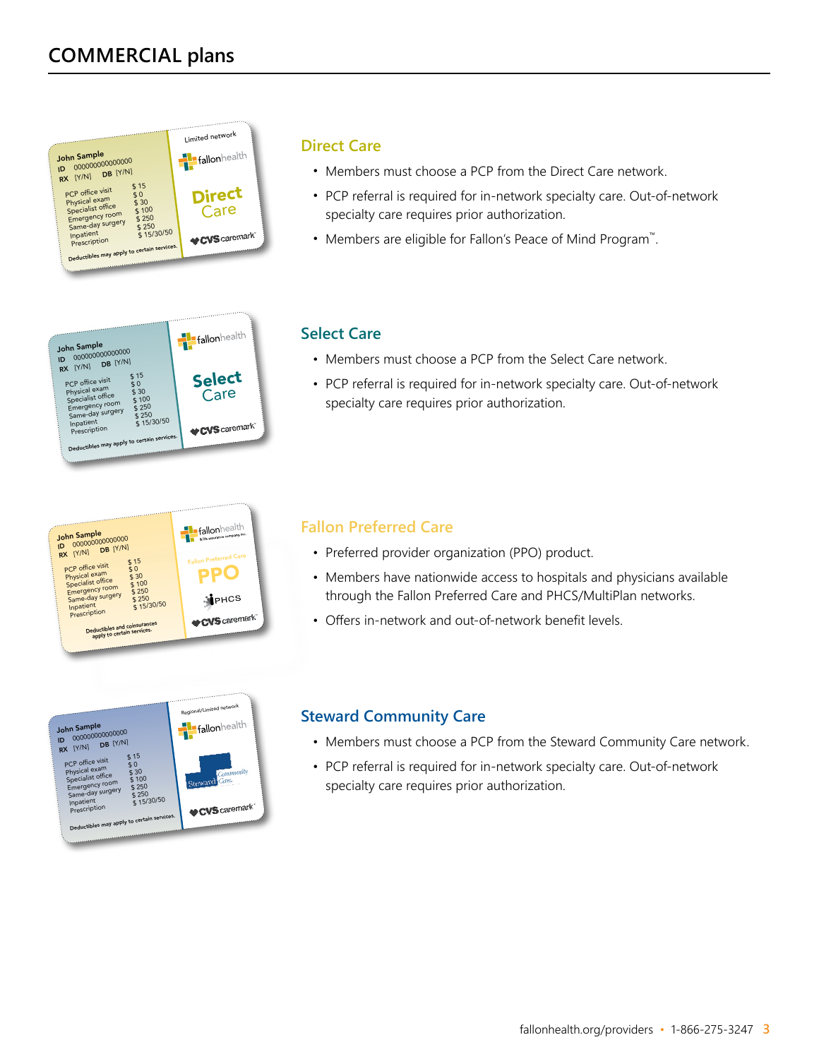# COMMERCIAL plans

## Direct Care

- Members must choose a PCP from the Direct Care network.
- PCP referral is required for in-network specialty care. Out-of-network specialty care requires prior authorization.
- Members are eligible for Fallon's Peace of Mind Program™.

## Select Care

- Members must choose a PCP from the Select Care network.
- PCP referral is required for in-network specialty care. Out-of-network specialty care requires prior authorization.

## Fallon Preferred Care

- Preferred provider organization (PPO) product.
- Members have nationwide access to hospitals and physicians available through the Fallon Preferred Care and PHCS/MultiPlan networks.
- Offers in-network and out-of-network benefit levels.

## Steward Community Care

- Members must choose a PCP from the Steward Community Care network.
- PCP referral is required for in-network specialty care. Out-of-network specialty care requires prior authorization.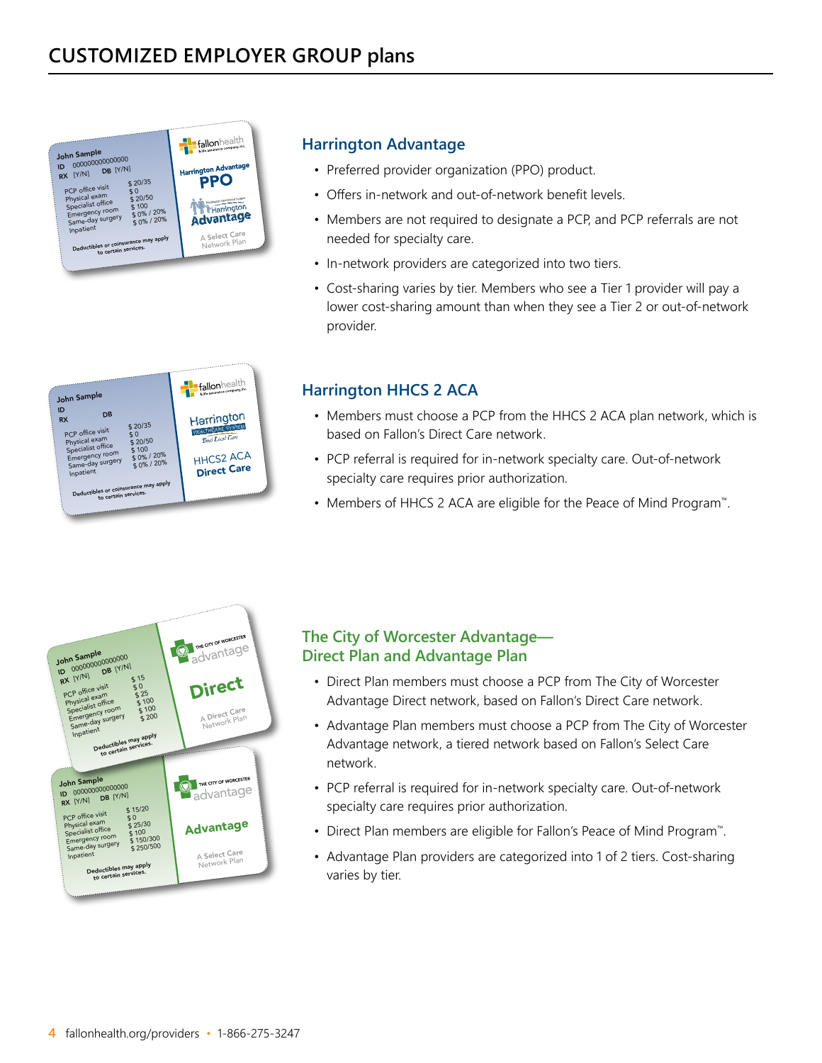# CUSTOMIZED EMPLOYER GROUP plans

## Harrington Advantage

- Preferred provider organization (PPO) product.
- Offers in-network and out-of-network benefit levels.
- Members are not required to designate a PCP, and PCP referrals are not needed for specialty care.
- In-network providers are categorized into two tiers.
- Cost-sharing varies by tier. Members who see a Tier 1 provider will pay a lower cost-sharing amount than when they see a Tier 2 or out-of-network provider.

## Harrington HHCS 2 ACA

- Members must choose a PCP from the HHCS 2 ACA plan network, which is based on Fallon's Direct Care network.
- PCP referral is required for in-network specialty care. Out-of-network specialty care requires prior authorization.
- Members of HHCS 2 ACA are eligible for the Peace of Mind Program™.

## The City of Worcester Advantage— Direct Plan and Advantage Plan

- Direct Plan members must choose a PCP from The City of Worcester Advantage Direct network, based on Fallon's Direct Care network.
- Advantage Plan members must choose a PCP from The City of Worcester Advantage network, a tiered network based on Fallon's Select Care network.
- PCP referral is required for in-network specialty care. Out-of-network specialty care requires prior authorization.
- Direct Plan members are eligible for Fallon's Peace of Mind Program™.
- Advantage Plan providers are categorized into 1 of 2 tiers. Cost-sharing varies by tier.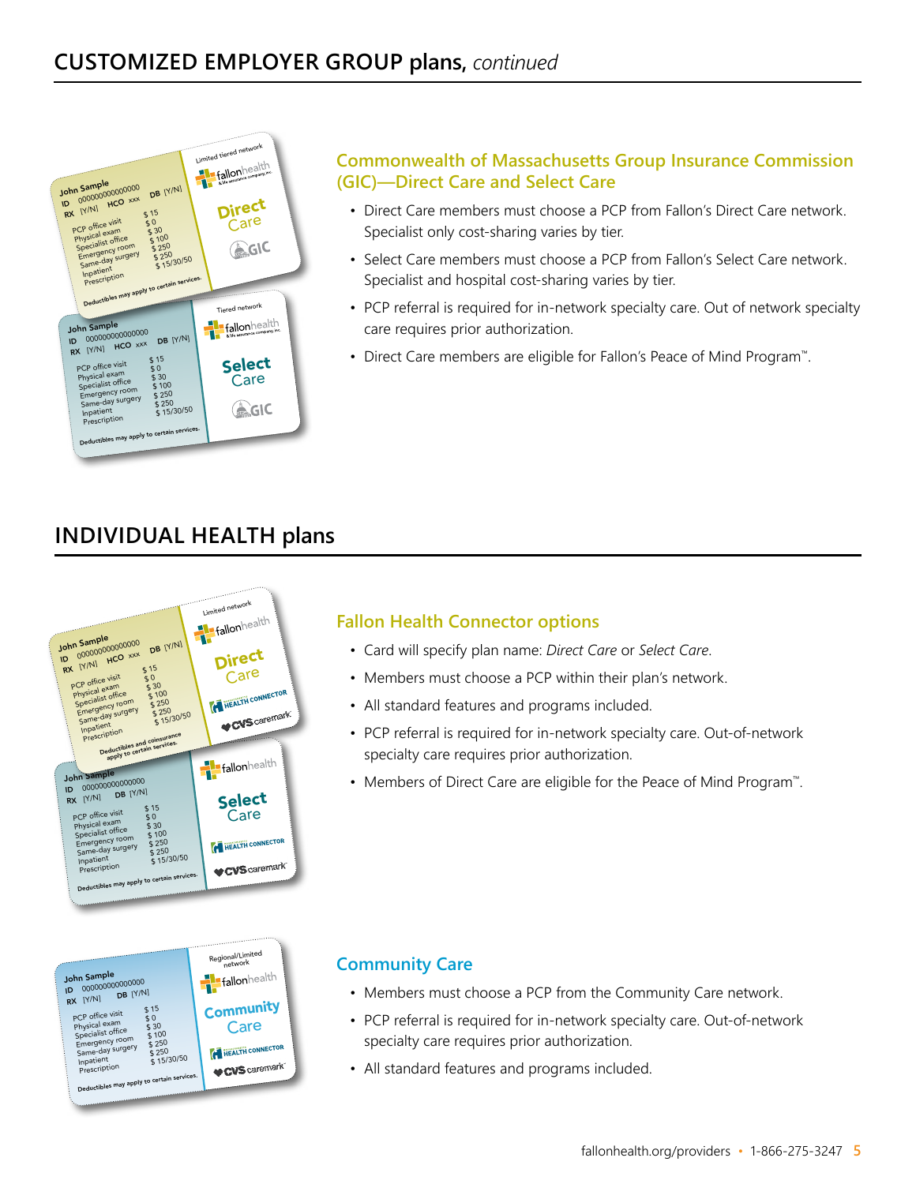# CUSTOMIZED EMPLOYER GROUP plans, *continued*

### Commonwealth of Massachusetts Group Insurance Commission (GIC)—Direct Care and Select Care

- Direct Care members must choose a PCP from Fallon's Direct Care network. Specialist only cost-sharing varies by tier.
- Select Care members must choose a PCP from Fallon's Select Care network. Specialist and hospital cost-sharing varies by tier.
- PCP referral is required for in-network specialty care. Out of network specialty care requires prior authorization.
- Direct Care members are eligible for Fallon's Peace of Mind Program™.

# INDIVIDUAL HEALTH plans

### Fallon Health Connector options

- Card will specify plan name: *Direct Care* or *Select Care*.
- Members must choose a PCP within their plan's network.
- All standard features and programs included.
- PCP referral is required for in-network specialty care. Out-of-network specialty care requires prior authorization.
- Members of Direct Care are eligible for the Peace of Mind Program™.

### Community Care

- Members must choose a PCP from the Community Care network.
- PCP referral is required for in-network specialty care. Out-of-network specialty care requires prior authorization.
- All standard features and programs included.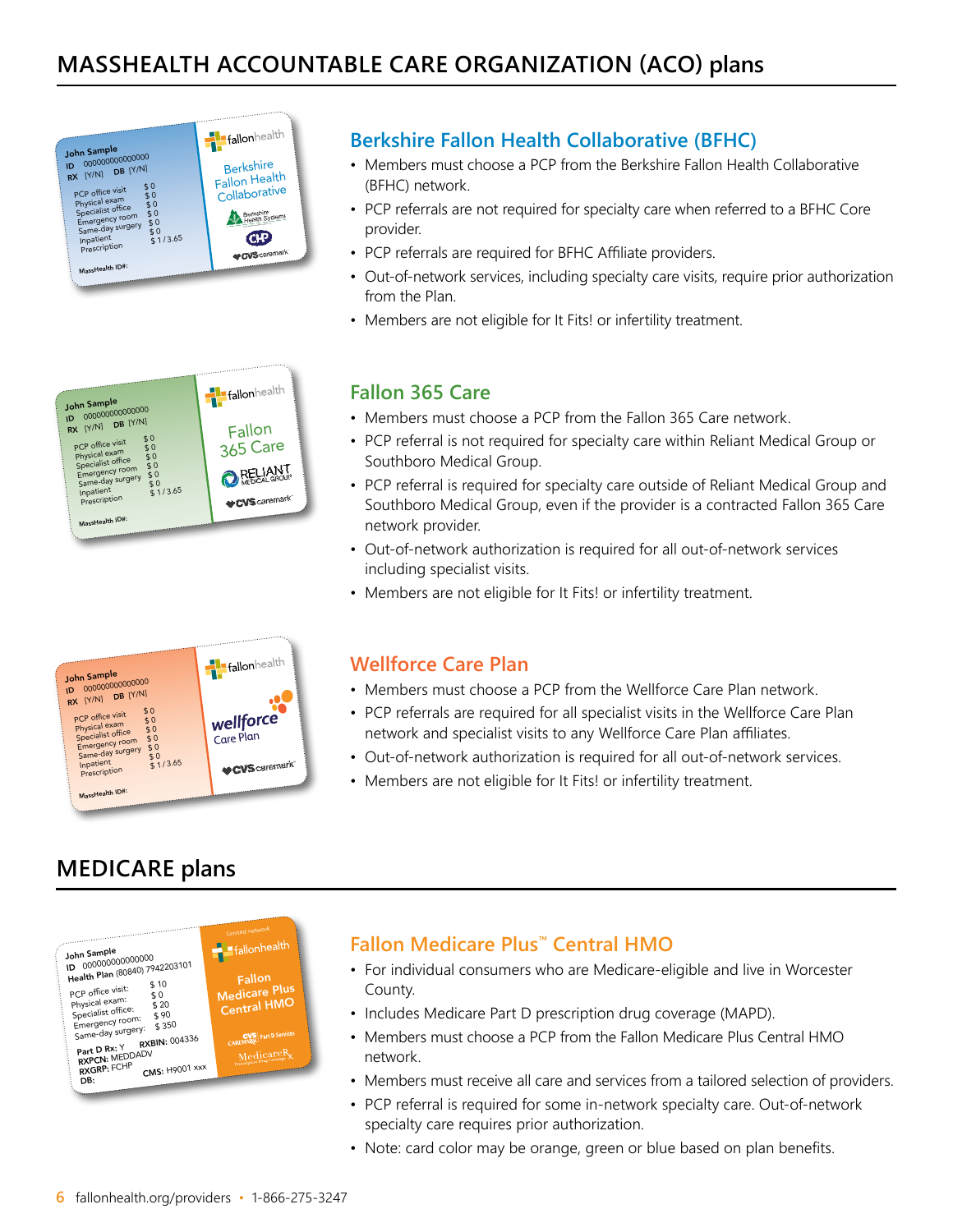# MASSHEALTH ACCOUNTABLE CARE ORGANIZATION (ACO) plans

## Berkshire Fallon Health Collaborative (BFHC)

- Members must choose a PCP from the Berkshire Fallon Health Collaborative (BFHC) network.
- PCP referrals are not required for specialty care when referred to a BFHC Core provider.
- PCP referrals are required for BFHC Affiliate providers.
- Out-of-network services, including specialty care visits, require prior authorization from the Plan.
- Members are not eligible for It Fits! or infertility treatment.

## Fallon 365 Care

- Members must choose a PCP from the Fallon 365 Care network.
- PCP referral is not required for specialty care within Reliant Medical Group or Southboro Medical Group.
- PCP referral is required for specialty care outside of Reliant Medical Group and Southboro Medical Group, even if the provider is a contracted Fallon 365 Care network provider.
- Out-of-network authorization is required for all out-of-network services including specialist visits.
- Members are not eligible for It Fits! or infertility treatment.

## Wellforce Care Plan

- Members must choose a PCP from the Wellforce Care Plan network.
- PCP referrals are required for all specialist visits in the Wellforce Care Plan network and specialist visits to any Wellforce Care Plan affiliates.
- Out-of-network authorization is required for all out-of-network services.
- Members are not eligible for It Fits! or infertility treatment.

# MEDICARE plans

## Fallon Medicare Plus™ Central HMO

- For individual consumers who are Medicare-eligible and live in Worcester County.
- Includes Medicare Part D prescription drug coverage (MAPD).
- Members must choose a PCP from the Fallon Medicare Plus Central HMO network.
- Members must receive all care and services from a tailored selection of providers.
- PCP referral is required for some in-network specialty care. Out-of-network specialty care requires prior authorization.
- Note: card color may be orange, green or blue based on plan benefits.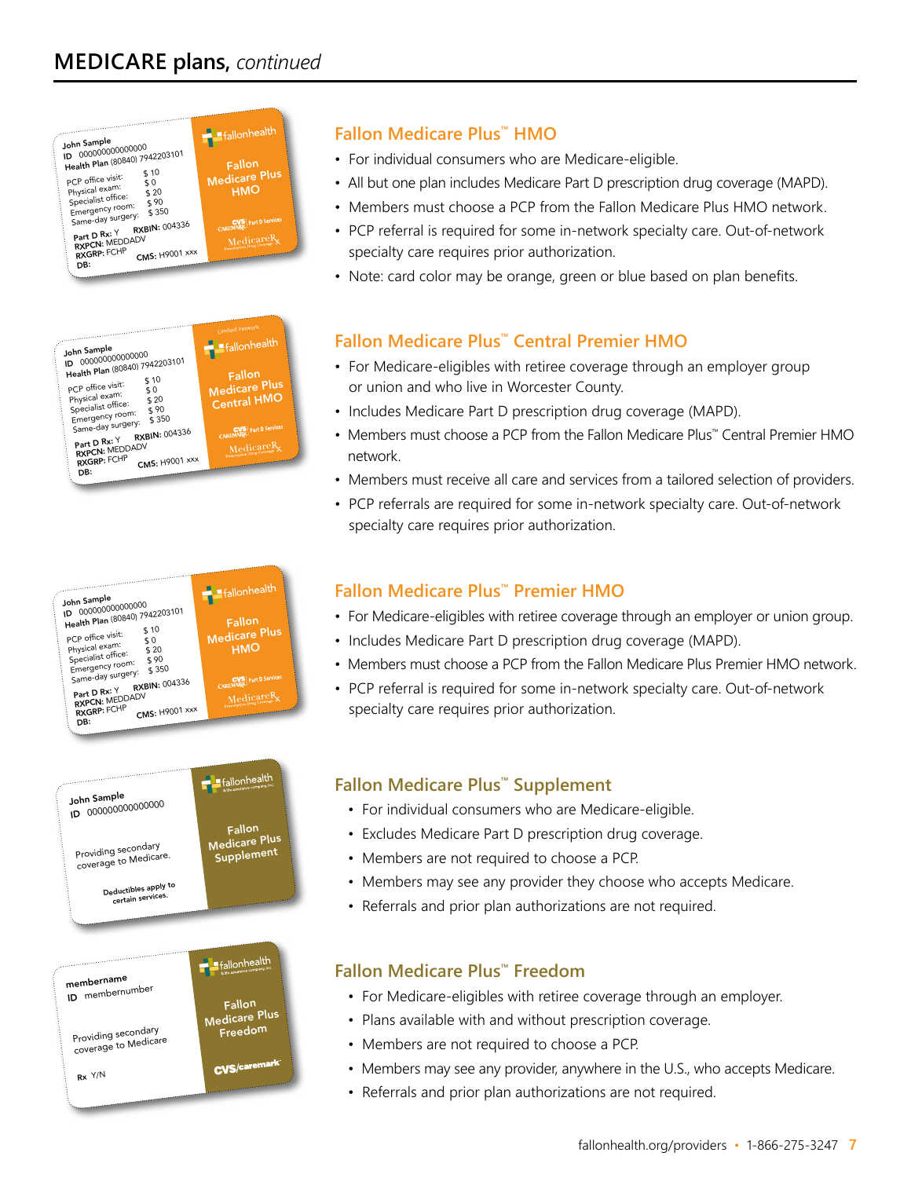## MEDICARE plans, *continued*

### Fallon Medicare Plus™ HMO

- For individual consumers who are Medicare-eligible.
- All but one plan includes Medicare Part D prescription drug coverage (MAPD).
- Members must choose a PCP from the Fallon Medicare Plus HMO network.
- PCP referral is required for some in-network specialty care. Out-of-network specialty care requires prior authorization.
- Note: card color may be orange, green or blue based on plan benefits.

### Fallon Medicare Plus™ Central Premier HMO

- For Medicare-eligibles with retiree coverage through an employer group or union and who live in Worcester County.
- Includes Medicare Part D prescription drug coverage (MAPD).
- Members must choose a PCP from the Fallon Medicare Plus™ Central Premier HMO network.
- Members must receive all care and services from a tailored selection of providers.
- PCP referrals are required for some in-network specialty care. Out-of-network specialty care requires prior authorization.

### Fallon Medicare Plus™ Premier HMO

- For Medicare-eligibles with retiree coverage through an employer or union group.
- Includes Medicare Part D prescription drug coverage (MAPD).
- Members must choose a PCP from the Fallon Medicare Plus Premier HMO network.
- PCP referral is required for some in-network specialty care. Out-of-network specialty care requires prior authorization.

### Fallon Medicare Plus™ Supplement

- For individual consumers who are Medicare-eligible.
- Excludes Medicare Part D prescription drug coverage.
- Members are not required to choose a PCP.
- Members may see any provider they choose who accepts Medicare.
- Referrals and prior plan authorizations are not required.

### Fallon Medicare Plus™ Freedom

- For Medicare-eligibles with retiree coverage through an employer.
- Plans available with and without prescription coverage.
- Members are not required to choose a PCP.
- Members may see any provider, anywhere in the U.S., who accepts Medicare.
- Referrals and prior plan authorizations are not required.

fallonhealth.org/providers • 1-866-275-3247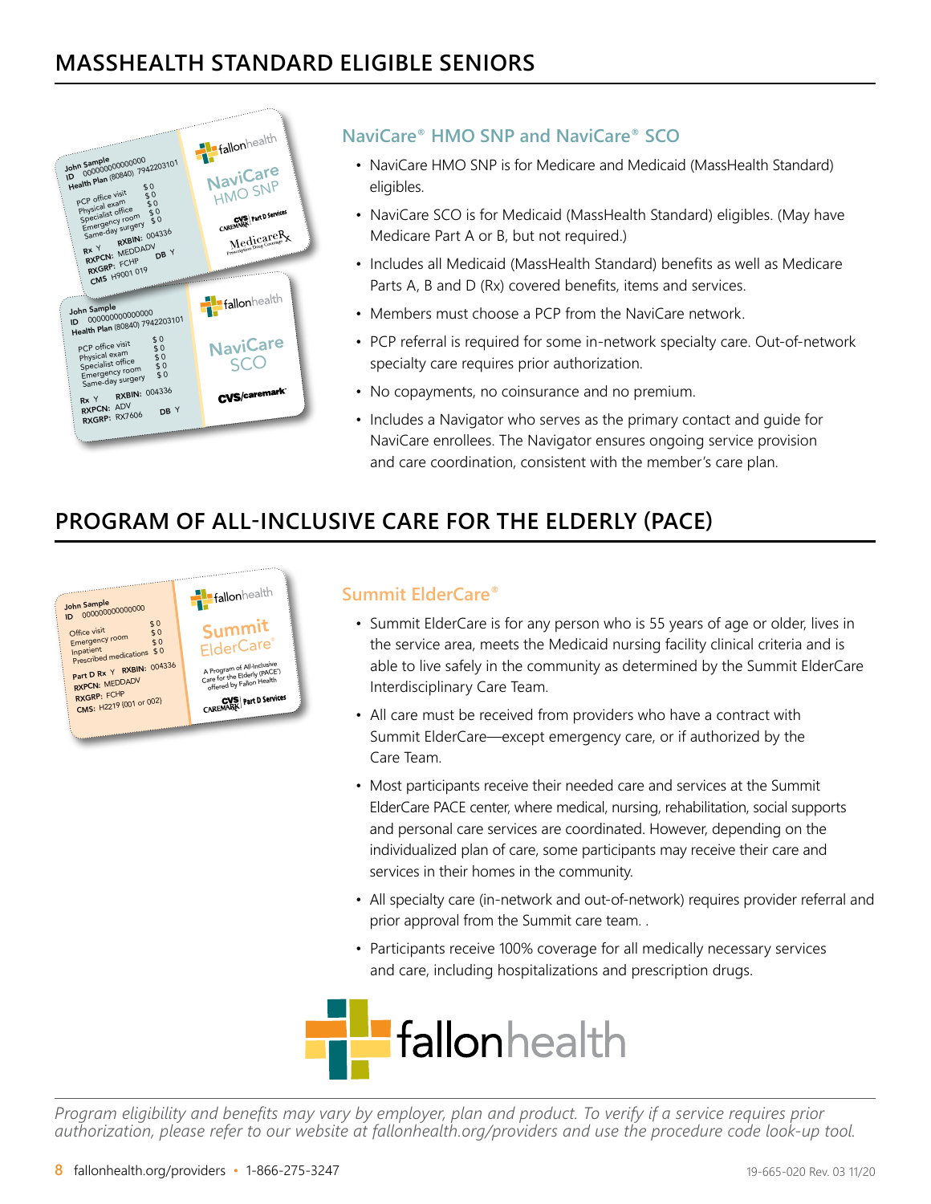## MASSHEALTH STANDARD ELIGIBLE SENIORS

### NaviCare® HMO SNP and NaviCare® SCO

- NaviCare HMO SNP is for Medicare and Medicaid (MassHealth Standard) eligibles.
- NaviCare SCO is for Medicaid (MassHealth Standard) eligibles. (May have Medicare Part A or B, but not required.)
- Includes all Medicaid (MassHealth Standard) benefits as well as Medicare Parts A, B and D (Rx) covered benefits, items and services.
- Members must choose a PCP from the NaviCare network.
- PCP referral is required for some in-network specialty care. Out-of-network specialty care requires prior authorization.
- No copayments, no coinsurance and no premium.
- Includes a Navigator who serves as the primary contact and guide for NaviCare enrollees. The Navigator ensures ongoing service provision and care coordination, consistent with the member's care plan.

## PROGRAM OF ALL-INCLUSIVE CARE FOR THE ELDERLY (PACE)

### Summit ElderCare®

- Summit ElderCare is for any person who is 55 years of age or older, lives in the service area, meets the Medicaid nursing facility clinical criteria and is able to live safely in the community as determined by the Summit ElderCare Interdisciplinary Care Team.
- All care must be received from providers who have a contract with Summit ElderCare—except emergency care, or if authorized by the Care Team.
- Most participants receive their needed care and services at the Summit ElderCare PACE center, where medical, nursing, rehabilitation, social supports and personal care services are coordinated. However, depending on the individualized plan of care, some participants may receive their care and services in their homes in the community.
- All specialty care (in-network and out-of-network) requires provider referral and prior approval from the Summit care team. .
- Participants receive 100% coverage for all medically necessary services and care, including hospitalizations and prescription drugs.

*Program eligibility and benefits may vary by employer, plan and product. To verify if a service requires prior authorization, please refer to our website at fallonhealth.org/providers and use the procedure code look-up tool.*

fallonhealth.org/providers • 1-866-275-3247

19-665-020 Rev. 03 11/20